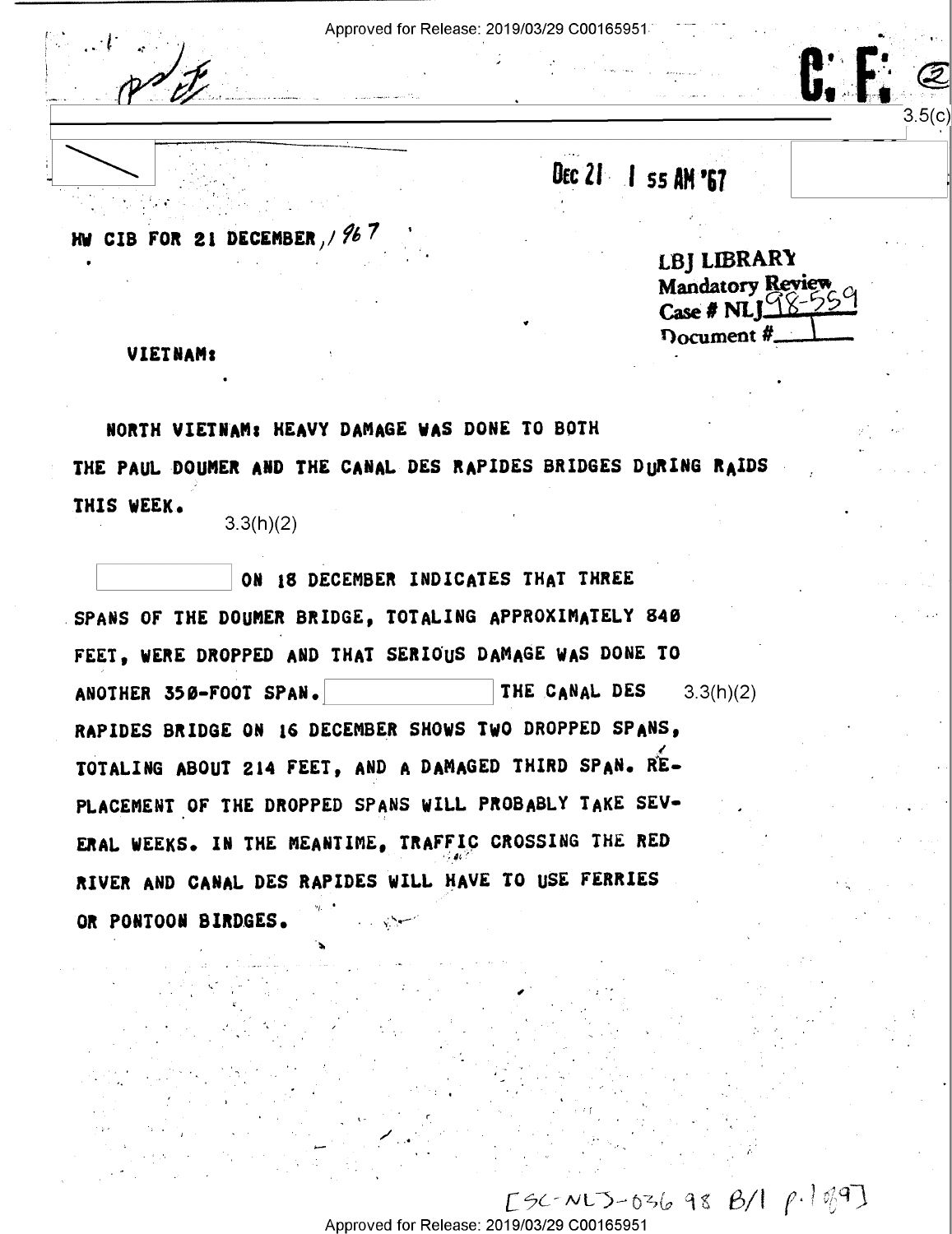C. F. ②

3.5(c)

DEC 21 1 55 AM '67

HW CIB FOR 21 DECEMBER, 1967

LBJ LIBRARY
Mandatory Review
Case # NLJ 98-559
Document # 1

VIETNAM:

NORTH VIETNAM: HEAVY DAMAGE WAS DONE TO BOTH THE PAUL DOUMER AND THE CANAL DES RAPIDES BRIDGES DURING RAIDS THIS WEEK.

3.3(h)(2)

[REDACTED] ON 18 DECEMBER INDICATES THAT THREE SPANS OF THE DOUMER BRIDGE, TOTALING APPROXIMATELY 840 FEET, WERE DROPPED AND THAT SERIOUS DAMAGE WAS DONE TO ANOTHER 350-FOOT SPAN. [REDACTED] THE CANAL DES RAPIDES BRIDGE ON 16 DECEMBER SHOWS TWO DROPPED SPANS, TOTALING ABOUT 214 FEET, AND A DAMAGED THIRD SPAN. REPLACEMENT OF THE DROPPED SPANS WILL PROBABLY TAKE SEVERAL WEEKS. IN THE MEANTIME, TRAFFIC CROSSING THE RED RIVER AND CANAL DES RAPIDES WILL HAVE TO USE FERRIES OR PONTOON BIRDGES.

3.3(h)(2)

[SC-NLJ-036 98 B/1 p.1 of 9]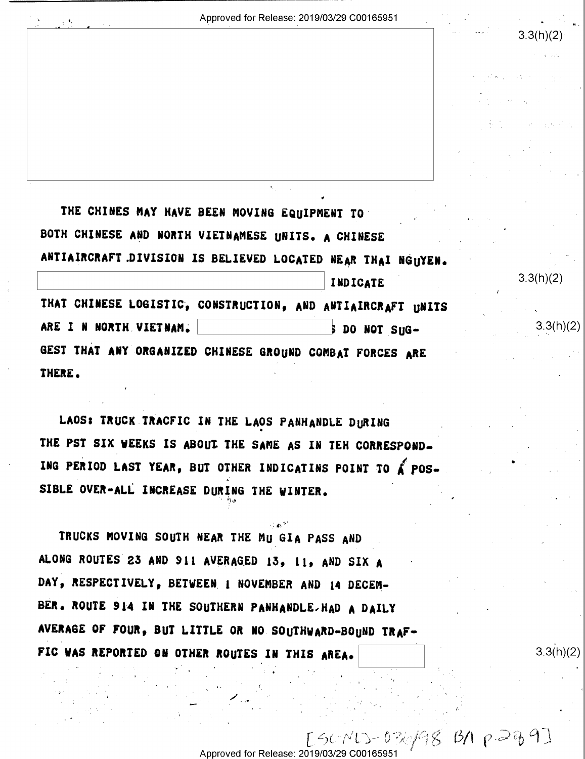3.3(h)(2)

THE CHINES MAY HAVE BEEN MOVING EQUIPMENT TO BOTH CHINESE AND NORTH VIETNAMESE UNITS. A CHINESE ANTIAIRCRAFT DIVISION IS BELIEVED LOCATED NEAR THAI NGUYEN. [redacted] INDICATE THAT CHINESE LOGISTIC, CONSTRUCTION, AND ANTIAIRCRAFT UNITS ARE I N NORTH VIETNAM. [redacted]S DO NOT SUGGEST THAT ANY ORGANIZED CHINESE GROUND COMBAT FORCES ARE THERE.

3.3(h)(2)

3.3(h)(2)

LAOS: TRUCK TRACFIC IN THE LAOS PANHANDLE DURING THE PST SIX WEEKS IS ABOUT THE SAME AS IN TEH CORRESPONDING PERIOD LAST YEAR, BUT OTHER INDICATINS POINT TO A POSSIBLE OVER-ALL INCREASE DURING THE WINTER.

TRUCKS MOVING SOUTH NEAR THE MU GIA PASS AND ALONG ROUTES 23 AND 911 AVERAGED 13, 11, AND SIX A DAY, RESPECTIVELY, BETWEEN 1 NOVEMBER AND 14 DECEMBER. ROUTE 914 IN THE SOUTHERN PANHANDLE HAD A DAILY AVERAGE OF FOUR, BUT LITTLE OR NO SOUTHWARD-BOUND TRAFFIC WAS REPORTED ON OTHER ROUTES IN THIS AREA. [redacted]

3.3(h)(2)

[SC-MD-036/98 B/1 p.289]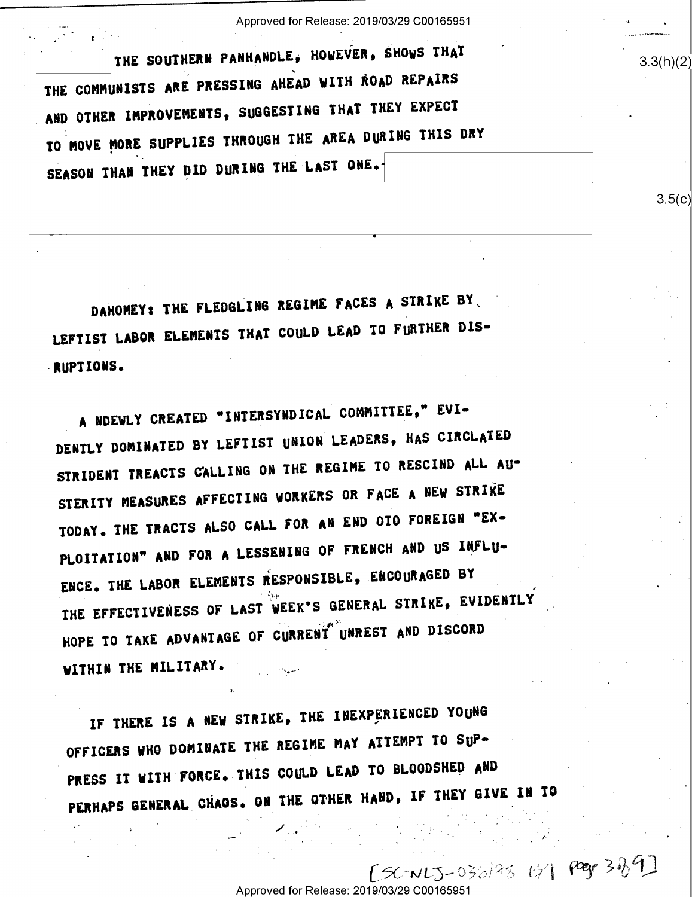THE SOUTHERN PANHANDLE, HOWEVER, SHOWS THAT THE COMMUNISTS ARE PRESSING AHEAD WITH ROAD REPAIRS AND OTHER IMPROVEMENTS, SUGGESTING THAT THEY EXPECT TO MOVE MORE SUPPLIES THROUGH THE AREA DURING THIS DRY SEASON THAN THEY DID DURING THE LAST ONE.

3.3(h)(2)

3.5(c)

DAHOMEY: THE FLEDGLING REGIME FACES A STRIKE BY LEFTIST LABOR ELEMENTS THAT COULD LEAD TO FURTHER DISRUPTIONS.

A NDEWLY CREATED "INTERSYNDICAL COMMITTEE," EVIDENTLY DOMINATED BY LEFTIST UNION LEADERS, HAS CIRCLATED STRIDENT TREACTS CALLING ON THE REGIME TO RESCIND ALL AUSTERITY MEASURES AFFECTING WORKERS OR FACE A NEW STRIKE TODAY. THE TRACTS ALSO CALL FOR AN END OTO FOREIGN "EXPLOITATION" AND FOR A LESSENING OF FRENCH AND US INFLUENCE. THE LABOR ELEMENTS RESPONSIBLE, ENCOURAGED BY THE EFFECTIVENESS OF LAST WEEK'S GENERAL STRIKE, EVIDENTLY HOPE TO TAKE ADVANTAGE OF CURRENT UNREST AND DISCORD WITHIN THE MILITARY.

IF THERE IS A NEW STRIKE, THE INEXPERIENCED YOUNG OFFICERS WHO DOMINATE THE REGIME MAY ATTEMPT TO SUPPRESS IT WITH FORCE. THIS COULD LEAD TO BLOODSHED AND PERHAPS GENERAL CHAOS. ON THE OTHER HAND, IF THEY GIVE IN TO

[SC-NLJ-036/93 B/1 Page 3 of 9]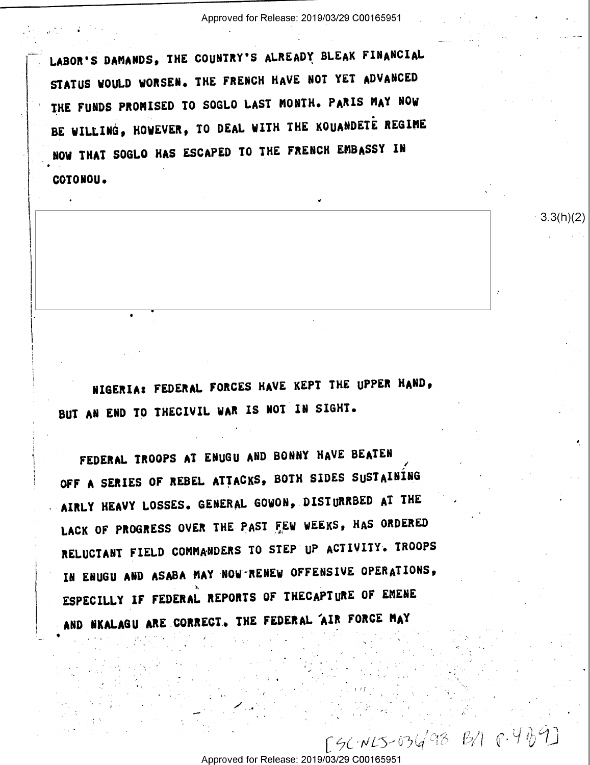LABOR'S DAMANDS, THE COUNTRY'S ALREADY BLEAK FINANCIAL STATUS WOULD WORSEN. THE FRENCH HAVE NOT YET ADVANCED THE FUNDS PROMISED TO SOGLO LAST MONTH. PARIS MAY NOW BE WILLING, HOWEVER, TO DEAL WITH THE KOUANDETE REGIME NOW THAT SOGLO HAS ESCAPED TO THE FRENCH EMBASSY IN COTONOU.

3.3(h)(2)

NIGERIA: FEDERAL FORCES HAVE KEPT THE UPPER HAND, BUT AN END TO THECIVIL WAR IS NOT IN SIGHT.

FEDERAL TROOPS AT ENUGU AND BONNY HAVE BEATEN OFF A SERIES OF REBEL ATTACKS, BOTH SIDES SUSTAINING AIRLY HEAVY LOSSES. GENERAL GOWON, DISTURRBED AT THE LACK OF PROGRESS OVER THE PAST FEW WEEKS, HAS ORDERED RELUCTANT FIELD COMMANDERS TO STEP UP ACTIVITY. TROOPS IN ENUGU AND ASABA MAY NOW RENEW OFFENSIVE OPERATIONS, ESPECILLY IF FEDERAL REPORTS OF THECAPTURE OF EMENE AND NKALAGU ARE CORRECT. THE FEDERAL AIR FORCE MAY

[SC-NLS-036/98 B/1 P.4 of 9]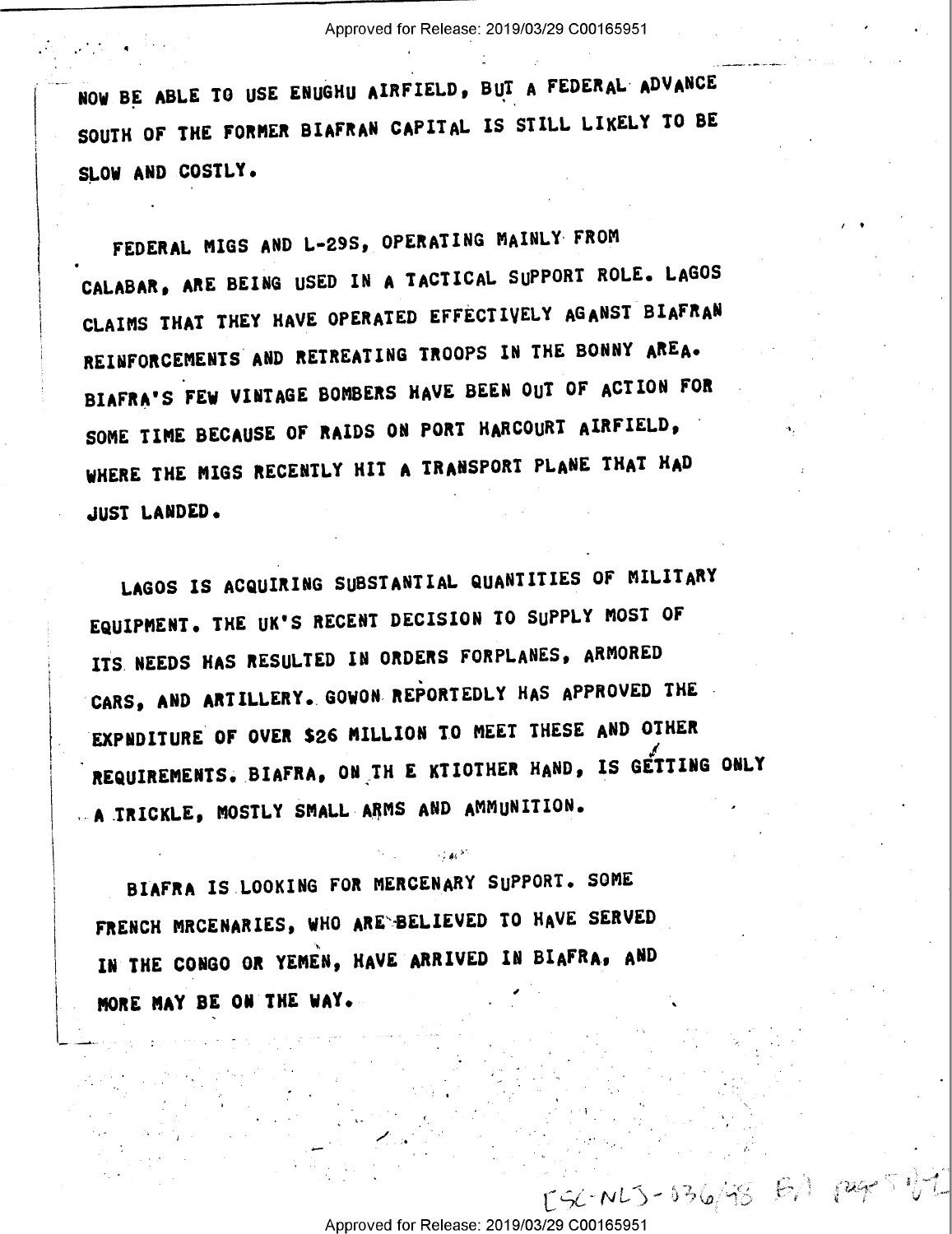NOW BE ABLE TO USE ENUGHU AIRFIELD, BUT A FEDERAL ADVANCE SOUTH OF THE FORMER BIAFRAN CAPITAL IS STILL LIKELY TO BE SLOW AND COSTLY.

FEDERAL MIGS AND L-29S, OPERATING MAINLY FROM CALABAR, ARE BEING USED IN A TACTICAL SUPPORT ROLE. LAGOS CLAIMS THAT THEY HAVE OPERATED EFFECTIVELY AGANST BIAFRAN REINFORCEMENTS AND RETREATING TROOPS IN THE BONNY AREA. BIAFRA'S FEW VINTAGE BOMBERS HAVE BEEN OUT OF ACTION FOR SOME TIME BECAUSE OF RAIDS ON PORT HARCOURT AIRFIELD, WHERE THE MIGS RECENTLY HIT A TRANSPORT PLANE THAT HAD JUST LANDED.

LAGOS IS ACQUIRING SUBSTANTIAL QUANTITIES OF MILITARY EQUIPMENT. THE UK'S RECENT DECISION TO SUPPLY MOST OF ITS NEEDS HAS RESULTED IN ORDERS FORPLANES, ARMORED CARS, AND ARTILLERY. GOWON REPORTEDLY HAS APPROVED THE EXPNDITURE OF OVER $26 MILLION TO MEET THESE AND OTHER REQUIREMENTS. BIAFRA, ON TH E KTIOTHER HAND, IS GETTING ONLY A TRICKLE, MOSTLY SMALL ARMS AND AMMUNITION.

BIAFRA IS LOOKING FOR MERCENARY SUPPORT. SOME FRENCH MRCENARIES, WHO ARE BELIEVED TO HAVE SERVED IN THE CONGO OR YEMEN, HAVE ARRIVED IN BIAFRA, AND MORE MAY BE ON THE WAY.

ESC-NLJ-036/98 B/I pg 5 of 9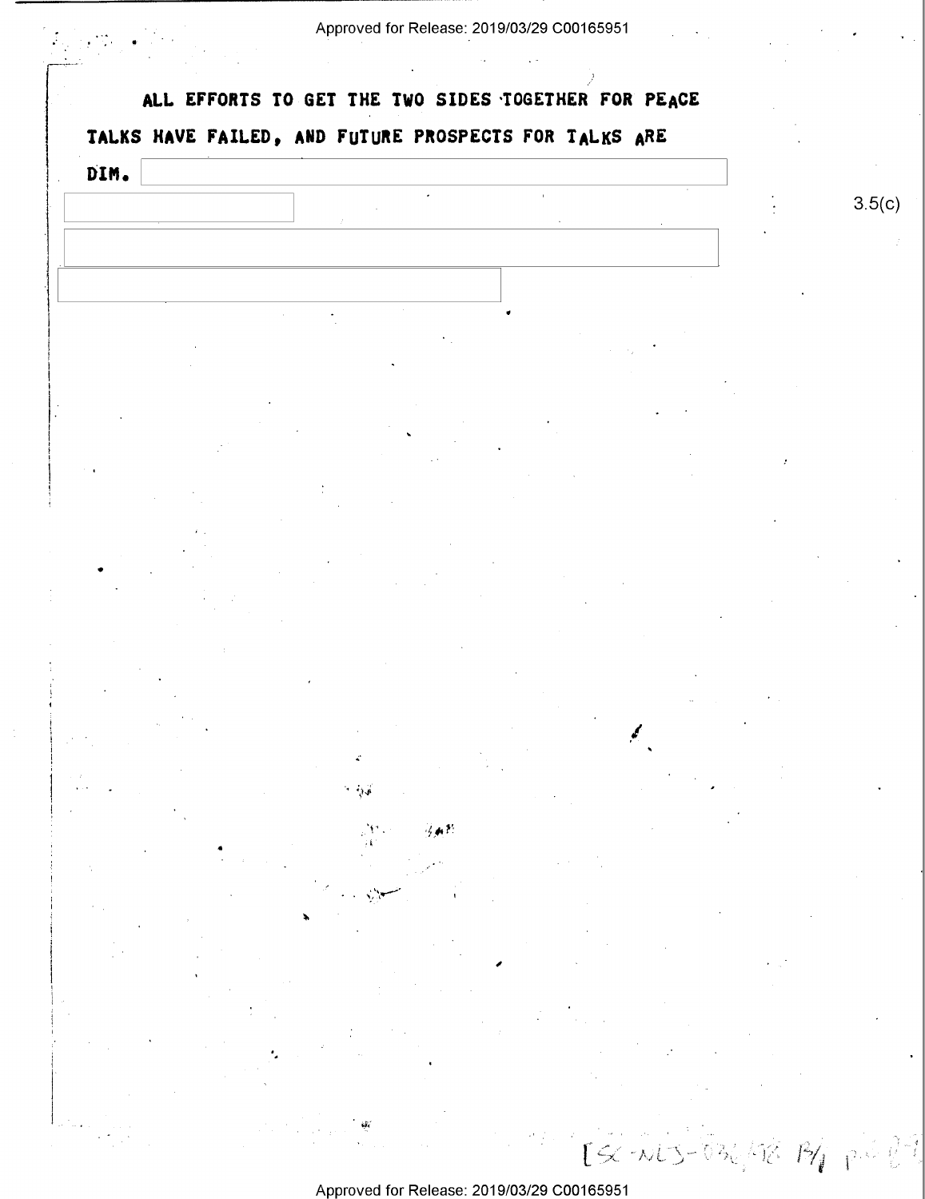ALL EFFORTS TO GET THE TWO SIDES TOGETHER FOR PEACE TALKS HAVE FAILED, AND FUTURE PROSPECTS FOR TALKS ARE DIM.

3.5(c)

[SC-NLS-036/98 B/1 p.6-9]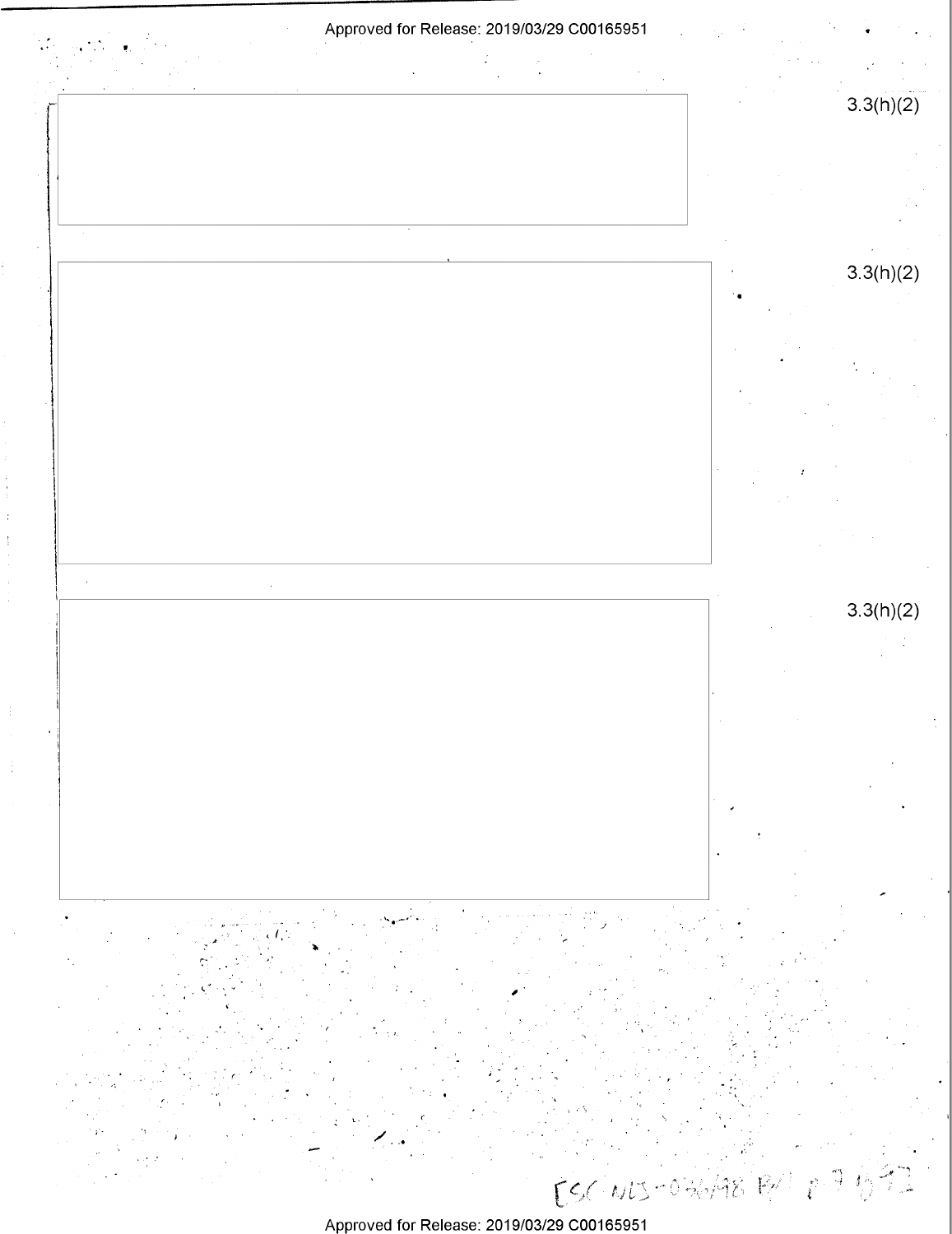3.3(h)(2)

3.3(h)(2)

3.3(h)(2)

[SC NLS-036/98 Bx 1 p 7 of 9]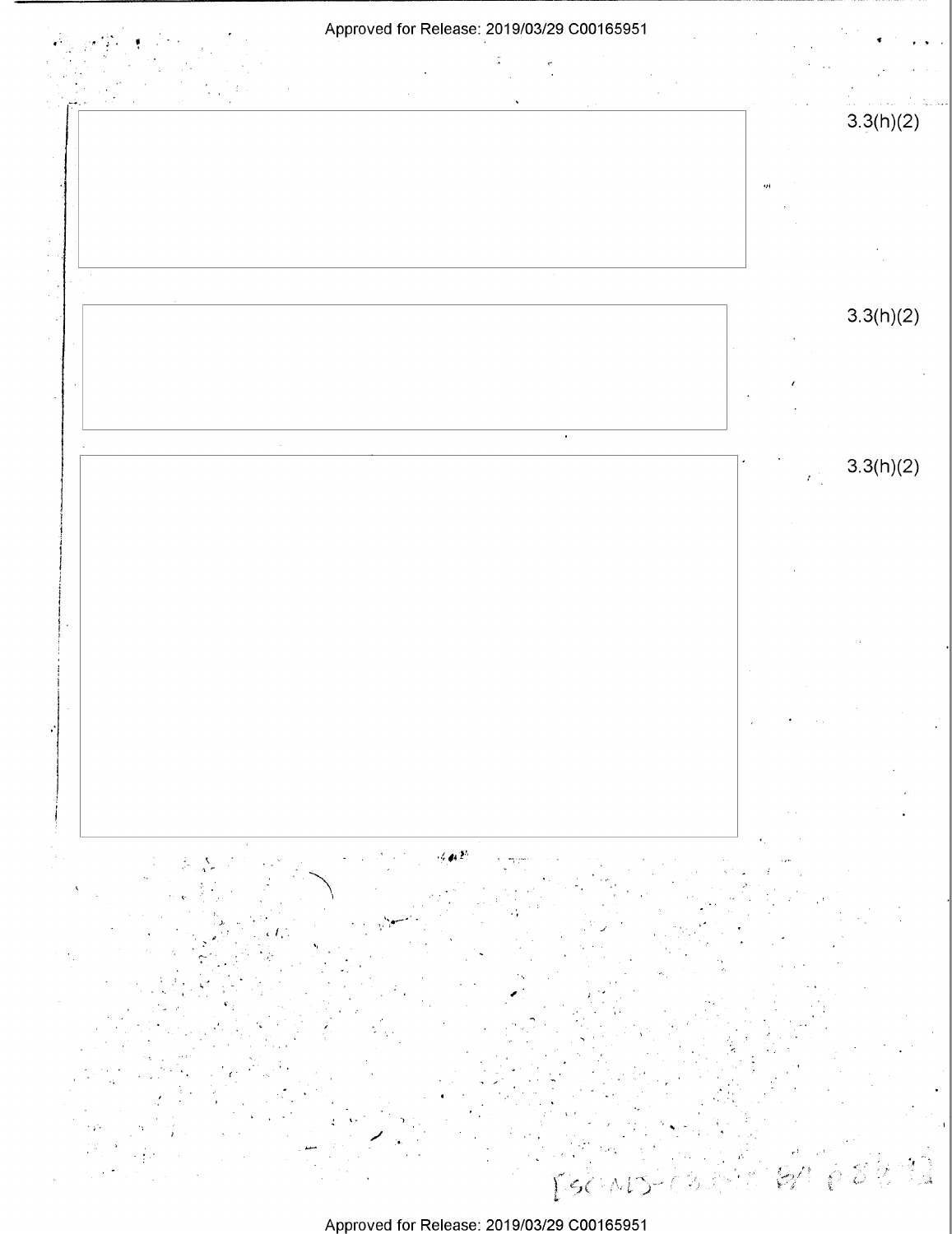3.3(h)(2)

3.3(h)(2)

3.3(h)(2)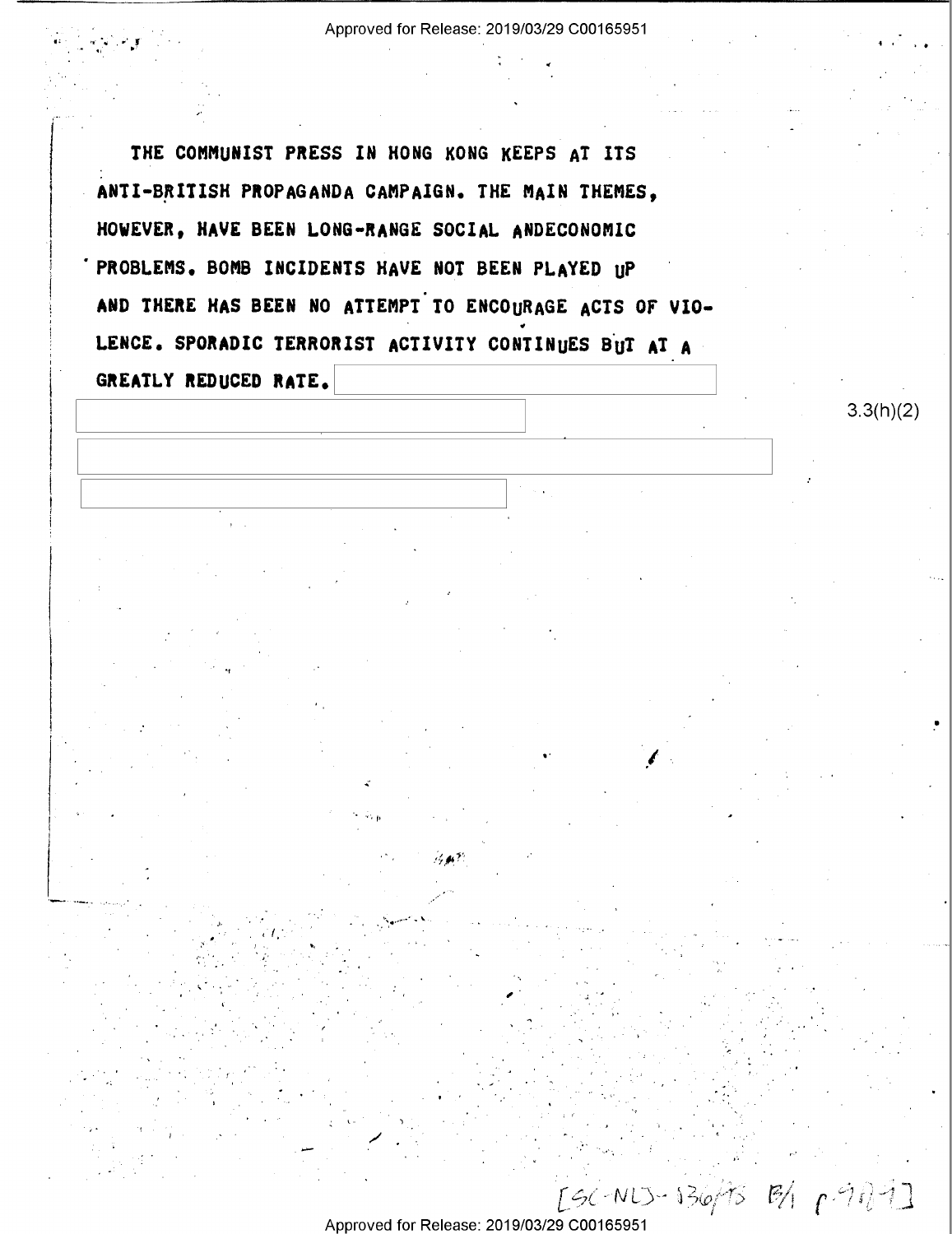THE COMMUNIST PRESS IN HONG KONG KEEPS AT ITS ANTI-BRITISH PROPAGANDA CAMPAIGN. THE MAIN THEMES, HOWEVER, HAVE BEEN LONG-RANGE SOCIAL ANDECONOMIC PROBLEMS. BOMB INCIDENTS HAVE NOT BEEN PLAYED UP AND THERE HAS BEEN NO ATTEMPT TO ENCOURAGE ACTS OF VIOLENCE. SPORADIC TERRORIST ACTIVITY CONTINUES BUT AT A GREATLY REDUCED RATE.

3.3(h)(2)

[SC-NLJ-136/75 B/1 p.9/9]